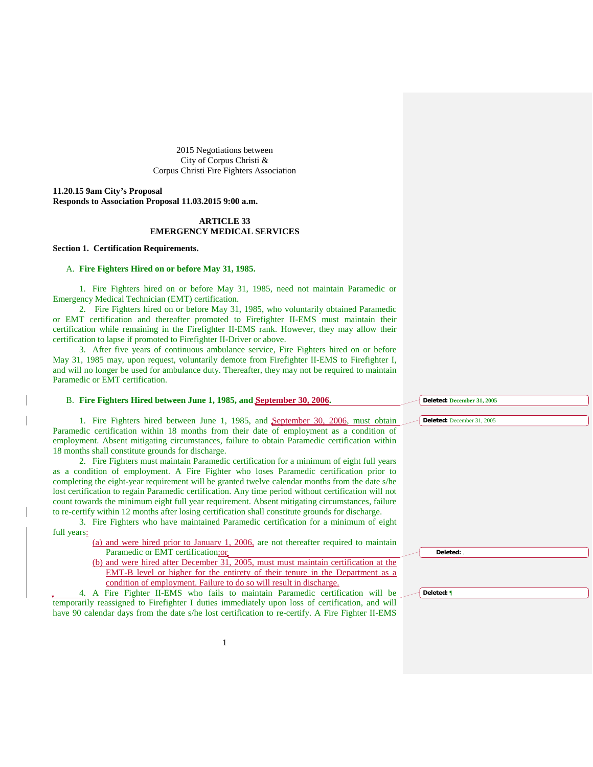2015 Negotiations between
City of Corpus Christi &
Corpus Christi Fire Fighters Association

**11.20.15 9am City's Proposal**
**Responds to Association Proposal 11.03.2015 9:00 a.m.**

# ARTICLE 33
# EMERGENCY MEDICAL SERVICES

## Section 1. Certification Requirements.

### A. Fire Fighters Hired on or before May 31, 1985.

1. Fire Fighters hired on or before May 31, 1985, need not maintain Paramedic or Emergency Medical Technician (EMT) certification.
2. Fire Fighters hired on or before May 31, 1985, who voluntarily obtained Paramedic or EMT certification and thereafter promoted to Firefighter II-EMS must maintain their certification while remaining in the Firefighter II-EMS rank. However, they may allow their certification to lapse if promoted to Firefighter II-Driver or above.
3. After five years of continuous ambulance service, Fire Fighters hired on or before May 31, 1985 may, upon request, voluntarily demote from Firefighter II-EMS to Firefighter I, and will no longer be used for ambulance duty. Thereafter, they may not be required to maintain Paramedic or EMT certification.

### B. Fire Fighters Hired between June 1, 1985, and September 30, 2006.

1. Fire Fighters hired between June 1, 1985, and September 30, 2006, must obtain Paramedic certification within 18 months from their date of employment as a condition of employment. Absent mitigating circumstances, failure to obtain Paramedic certification within 18 months shall constitute grounds for discharge.
2. Fire Fighters must maintain Paramedic certification for a minimum of eight full years as a condition of employment. A Fire Fighter who loses Paramedic certification prior to completing the eight-year requirement will be granted twelve calendar months from the date s/he lost certification to regain Paramedic certification. Any time period without certification will not count towards the minimum eight full year requirement. Absent mitigating circumstances, failure to re-certify within 12 months after losing certification shall constitute grounds for discharge.
3. Fire Fighters who have maintained Paramedic certification for a minimum of eight full years:
   (a) and were hired prior to January 1, 2006, are not thereafter required to maintain Paramedic or EMT certification;or
   (b) and were hired after December 31, 2005, must must maintain certification at the EMT-B level or higher for the entirety of their tenure in the Department as a condition of employment. Failure to do so will result in discharge.
4. A Fire Fighter II-EMS who fails to maintain Paramedic certification will be temporarily reassigned to Firefighter I duties immediately upon loss of certification, and will have 90 calendar days from the date s/he lost certification to re-certify. A Fire Fighter II-EMS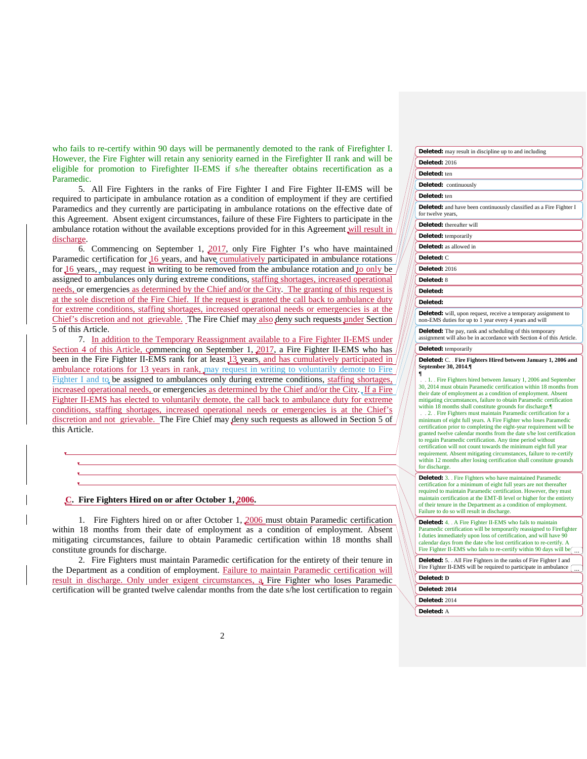who fails to re-certify within 90 days will be permanently demoted to the rank of Firefighter I. However, the Fire Fighter will retain any seniority earned in the Firefighter II rank and will be eligible for promotion to Firefighter II-EMS if s/he thereafter obtains recertification as a Paramedic.

5. All Fire Fighters in the ranks of Fire Fighter I and Fire Fighter II-EMS will be required to participate in ambulance rotation as a condition of employment if they are certified Paramedics and they currently are participating in ambulance rotations on the effective date of this Agreement. Absent exigent circumstances, failure of these Fire Fighters to participate in the ambulance rotation without the available exceptions provided for in this Agreement will result in discharge.

6. Commencing on September 1, 2017, only Fire Fighter I's who have maintained Paramedic certification for 16 years, and have cumulatively participated in ambulance rotations for 16 years, may request in writing to be removed from the ambulance rotation and to only be assigned to ambulances only during extreme conditions, staffing shortages, increased operational needs, or emergencies as determined by the Chief and/or the City. The granting of this request is at the sole discretion of the Fire Chief. If the request is granted the call back to ambulance duty for extreme conditions, staffing shortages, increased operational needs or emergencies is at the Chief's discretion and not grievable. The Fire Chief may also deny such requests under Section 5 of this Article.

7. In addition to the Temporary Reassignment available to a Fire Fighter II-EMS under Section 4 of this Article, commencing on September 1, 2017, a Fire Fighter II-EMS who has been in the Fire Fighter II-EMS rank for at least 13 years, and has cumulatively participated in ambulance rotations for 13 years in rank, may request in writing to voluntarily demote to Fire Fighter I and to be assigned to ambulances only during extreme conditions, staffing shortages, increased operational needs, or emergencies as determined by the Chief and/or the City. If a Fire Fighter II-EMS has elected to voluntarily demote, the call back to ambulance duty for extreme conditions, staffing shortages, increased operational needs or emergencies is at the Chief's discretion and not grievable. The Fire Chief may deny such requests as allowed in Section 5 of this Article.

### C. Fire Fighters Hired on or after October 1, 2006.

1. Fire Fighters hired on or after October 1, 2006 must obtain Paramedic certification within 18 months from their date of employment as a condition of employment. Absent mitigating circumstances, failure to obtain Paramedic certification within 18 months shall constitute grounds for discharge.

2. Fire Fighters must maintain Paramedic certification for the entirety of their tenure in the Department as a condition of employment. Failure to maintain Paramedic certification will result in discharge. Only under exigent circumstances, a Fire Fighter who loses Paramedic certification will be granted twelve calendar months from the date s/he lost certification to regain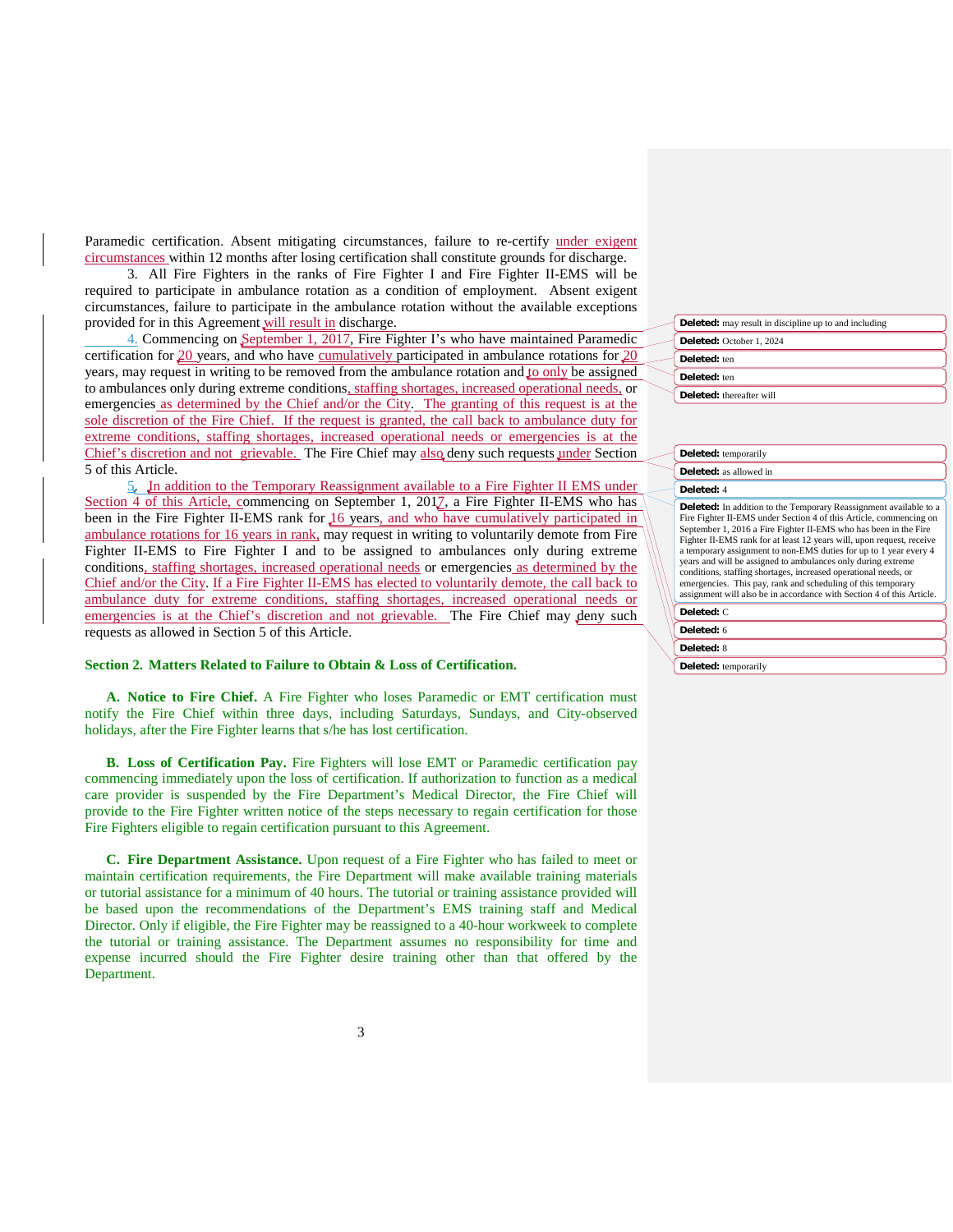Paramedic certification. Absent mitigating circumstances, failure to re-certify under exigent circumstances within 12 months after losing certification shall constitute grounds for discharge.

3. All Fire Fighters in the ranks of Fire Fighter I and Fire Fighter II-EMS will be required to participate in ambulance rotation as a condition of employment. Absent exigent circumstances, failure to participate in the ambulance rotation without the available exceptions provided for in this Agreement will result in discharge.

4. Commencing on September 1, 2017, Fire Fighter I's who have maintained Paramedic certification for 20 years, and who have cumulatively participated in ambulance rotations for 20 years, may request in writing to be removed from the ambulance rotation and to only be assigned to ambulances only during extreme conditions, staffing shortages, increased operational needs, or emergencies as determined by the Chief and/or the City. The granting of this request is at the sole discretion of the Fire Chief. If the request is granted, the call back to ambulance duty for extreme conditions, staffing shortages, increased operational needs or emergencies is at the Chief's discretion and not grievable. The Fire Chief may also deny such requests under Section 5 of this Article.

5. In addition to the Temporary Reassignment available to a Fire Fighter II EMS under Section 4 of this Article, commencing on September 1, 2017, a Fire Fighter II-EMS who has been in the Fire Fighter II-EMS rank for 16 years, and who have cumulatively participated in ambulance rotations for 16 years in rank, may request in writing to voluntarily demote from Fire Fighter II-EMS to Fire Fighter I and to be assigned to ambulances only during extreme conditions, staffing shortages, increased operational needs or emergencies as determined by the Chief and/or the City. If a Fire Fighter II-EMS has elected to voluntarily demote, the call back to ambulance duty for extreme conditions, staffing shortages, increased operational needs or emergencies is at the Chief's discretion and not grievable. The Fire Chief may deny such requests as allowed in Section 5 of this Article.

Deleted: may result in discipline up to and including

Deleted: October 1, 2024

Deleted: ten

Deleted: ten

Deleted: thereafter will

Deleted: temporarily

Deleted: as allowed in

Deleted: 4

Deleted: In addition to the Temporary Reassignment available to a Fire Fighter II-EMS under Section 4 of this Article, commencing on September 1, 2016 a Fire Fighter II-EMS who has been in the Fire Fighter II-EMS rank for at least 12 years will, upon request, receive a temporary assignment to non-EMS duties for up to 1 year every 4 years and will be assigned to ambulances only during extreme conditions, staffing shortages, increased operational needs, or emergencies. This pay, rank and scheduling of this temporary assignment will also be in accordance with Section 4 of this Article.

Deleted: C

Deleted: 6

Deleted: 8

Deleted: temporarily

### Section 2. Matters Related to Failure to Obtain & Loss of Certification.

**A. Notice to Fire Chief.** A Fire Fighter who loses Paramedic or EMT certification must notify the Fire Chief within three days, including Saturdays, Sundays, and City-observed holidays, after the Fire Fighter learns that s/he has lost certification.

**B. Loss of Certification Pay.** Fire Fighters will lose EMT or Paramedic certification pay commencing immediately upon the loss of certification. If authorization to function as a medical care provider is suspended by the Fire Department's Medical Director, the Fire Chief will provide to the Fire Fighter written notice of the steps necessary to regain certification for those Fire Fighters eligible to regain certification pursuant to this Agreement.

**C. Fire Department Assistance.** Upon request of a Fire Fighter who has failed to meet or maintain certification requirements, the Fire Department will make available training materials or tutorial assistance for a minimum of 40 hours. The tutorial or training assistance provided will be based upon the recommendations of the Department's EMS training staff and Medical Director. Only if eligible, the Fire Fighter may be reassigned to a 40-hour workweek to complete the tutorial or training assistance. The Department assumes no responsibility for time and expense incurred should the Fire Fighter desire training other than that offered by the Department.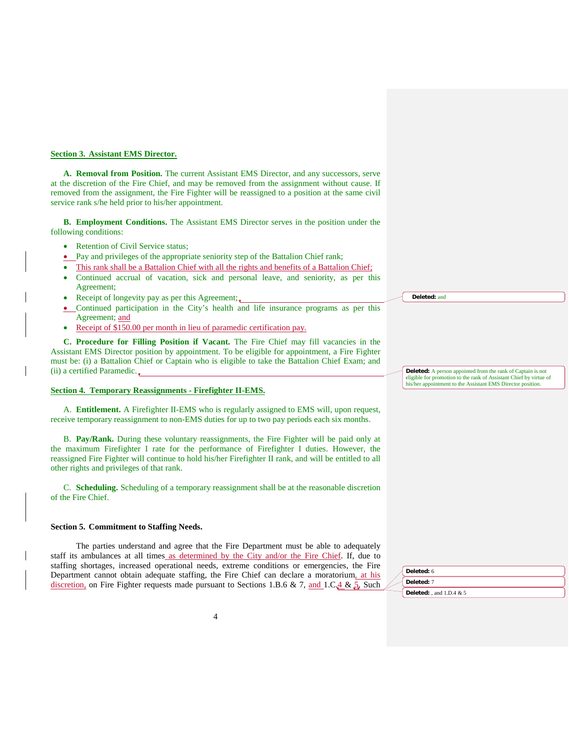## Section 3. Assistant EMS Director.

**A. Removal from Position.** The current Assistant EMS Director, and any successors, serve at the discretion of the Fire Chief, and may be removed from the assignment without cause. If removed from the assignment, the Fire Fighter will be reassigned to a position at the same civil service rank s/he held prior to his/her appointment.

**B. Employment Conditions.** The Assistant EMS Director serves in the position under the following conditions:

- Retention of Civil Service status;
- Pay and privileges of the appropriate seniority step of the Battalion Chief rank;
- This rank shall be a Battalion Chief with all the rights and benefits of a Battalion Chief;
- Continued accrual of vacation, sick and personal leave, and seniority, as per this Agreement;
- Receipt of longevity pay as per this Agreement;
- Continued participation in the City's health and life insurance programs as per this Agreement; and
- Receipt of $150.00 per month in lieu of paramedic certification pay.

**C. Procedure for Filling Position if Vacant.** The Fire Chief may fill vacancies in the Assistant EMS Director position by appointment. To be eligible for appointment, a Fire Fighter must be: (i) a Battalion Chief or Captain who is eligible to take the Battalion Chief Exam; and (ii) a certified Paramedic.

## Section 4. Temporary Reassignments - Firefighter II-EMS.

A. **Entitlement.** A Firefighter II-EMS who is regularly assigned to EMS will, upon request, receive temporary reassignment to non-EMS duties for up to two pay periods each six months.

B. **Pay/Rank.** During these voluntary reassignments, the Fire Fighter will be paid only at the maximum Firefighter I rate for the performance of Firefighter I duties. However, the reassigned Fire Fighter will continue to hold his/her Firefighter II rank, and will be entitled to all other rights and privileges of that rank.

C. **Scheduling.** Scheduling of a temporary reassignment shall be at the reasonable discretion of the Fire Chief.

## Section 5. Commitment to Staffing Needs.

The parties understand and agree that the Fire Department must be able to adequately staff its ambulances at all times as determined by the City and/or the Fire Chief. If, due to staffing shortages, increased operational needs, extreme conditions or emergencies, the Fire Department cannot obtain adequate staffing, the Fire Chief can declare a moratorium, at his discretion, on Fire Fighter requests made pursuant to Sections 1.B.6 & 7, and 1.C.4 & 5. Such

---

Deleted: and

Deleted: A person appointed from the rank of Captain is not eligible for promotion to the rank of Assistant Chief by virtue of his/her appointment to the Assistant EMS Director position.

Deleted: 6

Deleted: 7

Deleted: , and 1.D.4 & 5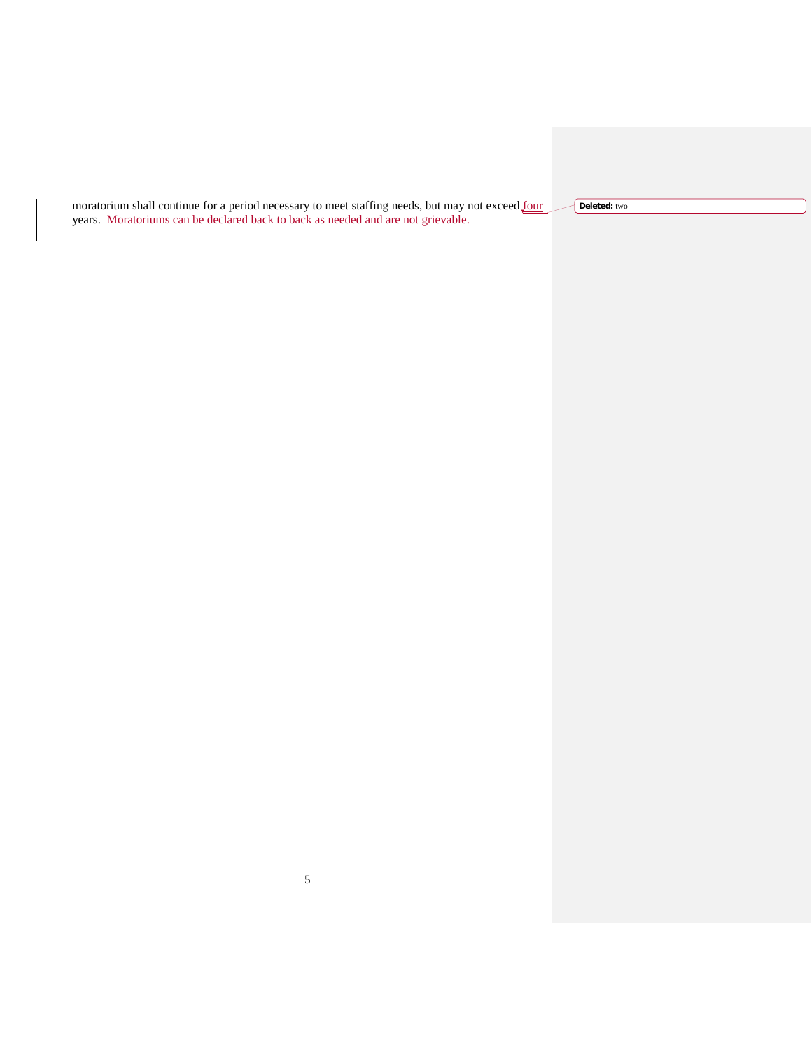moratorium shall continue for a period necessary to meet staffing needs, but may not exceed four years. Moratoriums can be declared back to back as needed and are not grievable.

Deleted: two